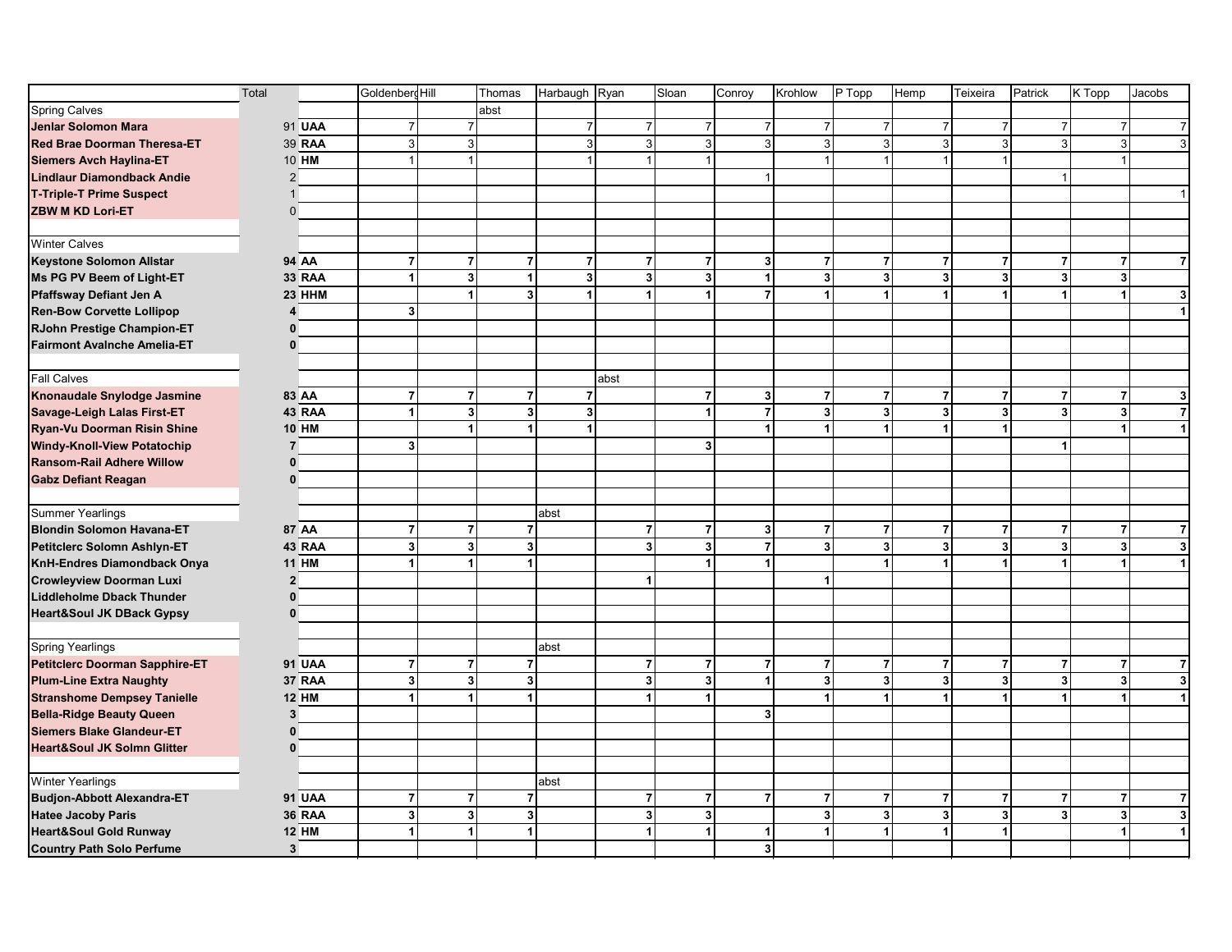| | Total | | Goldenberg | Hill | Thomas | Harbaugh | Ryan | Sloan | Conroy | Krohlow | P Topp | Hemp | Teixeira | Patrick | K Topp | Jacobs |
|---|---|---|---|---|---|---|---|---|---|---|---|---|---|---|---|---|
| Spring Calves | | | | | abst | | | | | | | | | | | |
| **Jenlar Solomon Mara** | 91 | **UAA** | 7 | 7 | | 7 | 7 | 7 | 7 | 7 | 7 | 7 | 7 | 7 | 7 | 7 |
| **Red Brae Doorman Theresa-ET** | 39 | **RAA** | 3 | 3 | | 3 | 3 | 3 | 3 | 3 | 3 | 3 | 3 | 3 | 3 | 3 |
| **Siemers Avch Haylina-ET** | 10 | **HM** | 1 | 1 | | 1 | 1 | 1 | | 1 | 1 | 1 | 1 | | 1 | |
| **Lindlaur Diamondback Andie** | 2 | | | | | | | | 1 | | | | | 1 | | |
| **T-Triple-T Prime Suspect** | 1 | | | | | | | | | | | | | | | 1 |
| **ZBW M KD Lori-ET** | 0 | | | | | | | | | | | | | | | |
| | | | | | | | | | | | | | | | | |
| Winter Calves | | | | | | | | | | | | | | | | |
| **Keystone Solomon Allstar** | **94** | **AA** | **7** | **7** | **7** | **7** | **7** | **7** | **3** | **7** | **7** | **7** | **7** | **7** | **7** | **7** |
| **Ms PG PV Beem of Light-ET** | **33** | **RAA** | **1** | **3** | **1** | **3** | **3** | **3** | **1** | **3** | **3** | **3** | **3** | **3** | **3** | |
| **Pfaffsway Defiant Jen A** | **23** | **HHM** | | **1** | **3** | **1** | **1** | **1** | **7** | **1** | **1** | **1** | **1** | **1** | **1** | **3** |
| **Ren-Bow Corvette Lollipop** | **4** | | **3** | | | | | | | | | | | | | **1** |
| **RJohn Prestige Champion-ET** | **0** | | | | | | | | | | | | | | | |
| **Fairmont Avalnche Amelia-ET** | **0** | | | | | | | | | | | | | | | |
| | | | | | | | | | | | | | | | | |
| Fall Calves | | | | | | | abst | | | | | | | | | |
| **Knonaudale Snylodge Jasmine** | **83** | **AA** | **7** | **7** | **7** | **7** | | **7** | **3** | **7** | **7** | **7** | **7** | **7** | **7** | **3** |
| **Savage-Leigh Lalas First-ET** | **43** | **RAA** | **1** | **3** | **3** | **3** | | **1** | **7** | **3** | **3** | **3** | **3** | **3** | **3** | **7** |
| **Ryan-Vu Doorman Risin Shine** | **10** | **HM** | | **1** | **1** | **1** | | | **1** | **1** | **1** | **1** | **1** | | **1** | **1** |
| **Windy-Knoll-View Potatochip** | **7** | | **3** | | | | | **3** | | | | | | **1** | | |
| **Ransom-Rail Adhere Willow** | **0** | | | | | | | | | | | | | | | |
| **Gabz Defiant Reagan** | **0** | | | | | | | | | | | | | | | |
| | | | | | | | | | | | | | | | | |
| Summer Yearlings | | | | | | abst | | | | | | | | | | |
| **Blondin Solomon Havana-ET** | **87** | **AA** | **7** | **7** | **7** | | **7** | **7** | **3** | **7** | **7** | **7** | **7** | **7** | **7** | **7** |
| **Petitclerc Solomn Ashlyn-ET** | **43** | **RAA** | **3** | **3** | **3** | | **3** | **3** | **7** | **3** | **3** | **3** | **3** | **3** | **3** | **3** |
| **KnH-Endres Diamondback Onya** | **11** | **HM** | **1** | **1** | **1** | | | **1** | **1** | | **1** | **1** | **1** | **1** | **1** | **1** |
| **Crowleyview Doorman Luxi** | **2** | | | | | | **1** | | | **1** | | | | | | |
| **Liddleholme Dback Thunder** | **0** | | | | | | | | | | | | | | | |
| **Heart&Soul JK DBack Gypsy** | **0** | | | | | | | | | | | | | | | |
| | | | | | | | | | | | | | | | | |
| Spring Yearlings | | | | | | abst | | | | | | | | | | |
| **Petitclerc Doorman Sapphire-ET** | **91** | **UAA** | **7** | **7** | **7** | | **7** | **7** | **7** | **7** | **7** | **7** | **7** | **7** | **7** | **7** |
| **Plum-Line Extra Naughty** | **37** | **RAA** | **3** | **3** | **3** | | **3** | **3** | **1** | **3** | **3** | **3** | **3** | **3** | **3** | **3** |
| **Stranshome Dempsey Tanielle** | **12** | **HM** | **1** | **1** | **1** | | **1** | **1** | | **1** | **1** | **1** | **1** | **1** | **1** | **1** |
| **Bella-Ridge Beauty Queen** | **3** | | | | | | | | **3** | | | | | | | |
| **Siemers Blake Glandeur-ET** | **0** | | | | | | | | | | | | | | | |
| **Heart&Soul JK Solmn Glitter** | **0** | | | | | | | | | | | | | | | |
| | | | | | | | | | | | | | | | | |
| Winter Yearlings | | | | | | abst | | | | | | | | | | |
| **Budjon-Abbott Alexandra-ET** | **91** | **UAA** | **7** | **7** | **7** | | **7** | **7** | **7** | **7** | **7** | **7** | **7** | **7** | **7** | **7** |
| **Hatee Jacoby Paris** | **36** | **RAA** | **3** | **3** | **3** | | **3** | **3** | | **3** | **3** | **3** | **3** | **3** | **3** | **3** |
| **Heart&Soul Gold Runway** | **12** | **HM** | **1** | **1** | **1** | | **1** | **1** | **1** | **1** | **1** | **1** | **1** | | **1** | **1** |
| **Country Path Solo Perfume** | **3** | | | | | | | | **3** | | | | | | | |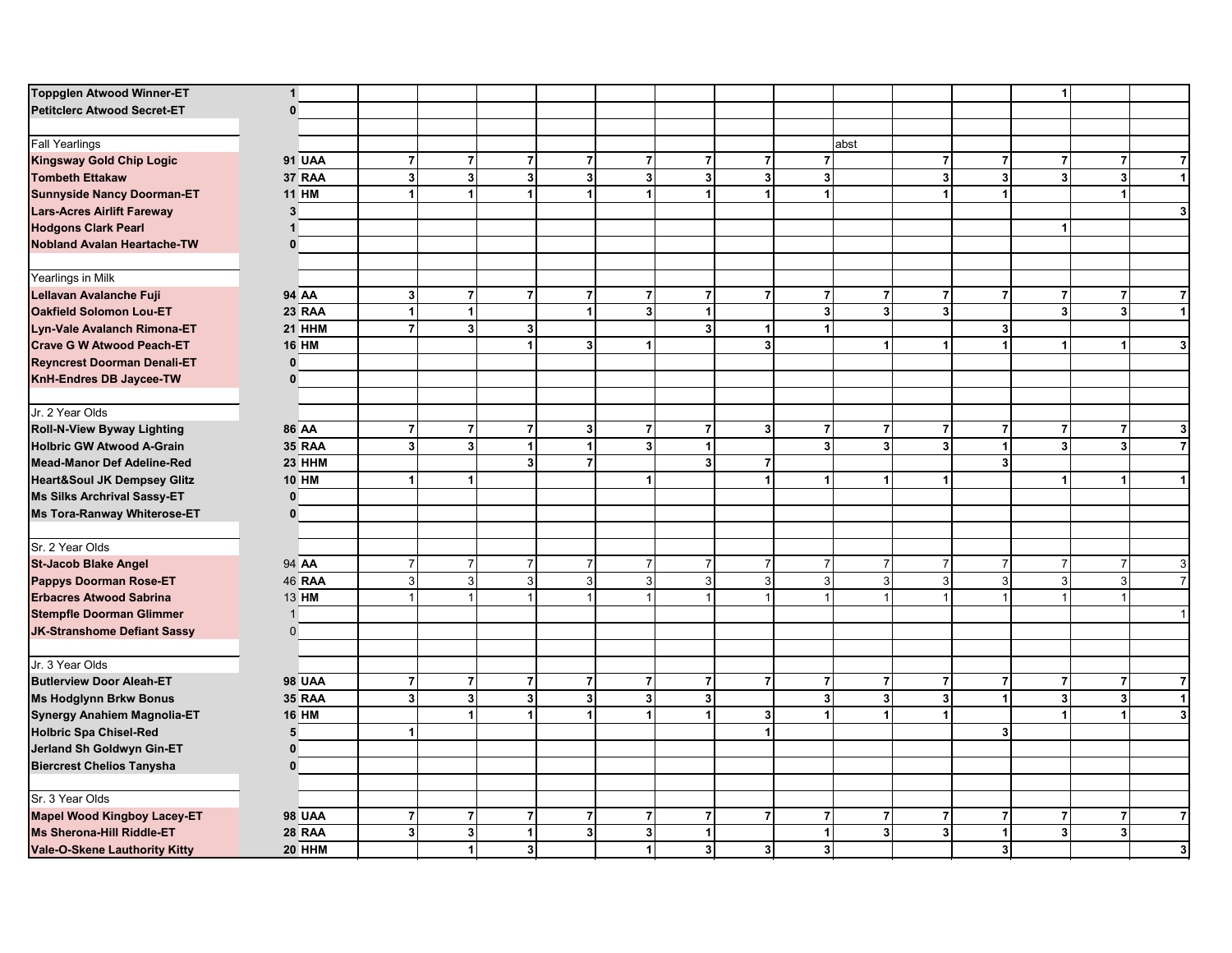| | | | | | | | | | | | | | | | | |
|---|---|---|---|---|---|---|---|---|---|---|---|---|---|---|---|---|
| **Toppglen Atwood Winner-ET** | **1** | | | | | | | | | | | | | 1 | | |
| **Petitclerc Atwood Secret-ET** | **0** | | | | | | | | | | | | | | | |
| | | | | | | | | | | | | | | | | |
| Fall Yearlings | | | | | | | | | | | abst | | | | | |
| **Kingsway Gold Chip Logic** | **91** | **UAA** | 7 | 7 | 7 | 7 | 7 | 7 | 7 | 7 | | 7 | 7 | 7 | 7 | 7 |
| **Tombeth Ettakaw** | **37** | **RAA** | 3 | 3 | 3 | 3 | 3 | 3 | 3 | 3 | | 3 | 3 | 3 | 3 | 1 |
| **Sunnyside Nancy Doorman-ET** | **11** | **HM** | 1 | 1 | 1 | 1 | 1 | 1 | 1 | 1 | | 1 | 1 | | 1 | |
| **Lars-Acres Airlift Fareway** | **3** | | | | | | | | | | | | | | | 3 |
| **Hodgons Clark Pearl** | **1** | | | | | | | | | | | | | 1 | | |
| **Nobland Avalan Heartache-TW** | **0** | | | | | | | | | | | | | | | |
| | | | | | | | | | | | | | | | | |
| Yearlings in Milk | | | | | | | | | | | | | | | | |
| **Lellavan Avalanche Fuji** | **94** | **AA** | 3 | 7 | 7 | 7 | 7 | 7 | 7 | 7 | 7 | 7 | 7 | 7 | 7 | 7 |
| **Oakfield Solomon Lou-ET** | **23** | **RAA** | 1 | 1 | | 1 | 3 | 1 | | 3 | 3 | 3 | | 3 | 3 | 1 |
| **Lyn-Vale Avalanch Rimona-ET** | **21** | **HHM** | 7 | 3 | 3 | | | 3 | 1 | 1 | | | 3 | | | |
| **Crave G W Atwood Peach-ET** | **16** | **HM** | | | 1 | 3 | 1 | | 3 | | 1 | 1 | 1 | 1 | 1 | 3 |
| **Reyncrest Doorman Denali-ET** | **0** | | | | | | | | | | | | | | | |
| **KnH-Endres DB Jaycee-TW** | **0** | | | | | | | | | | | | | | | |
| | | | | | | | | | | | | | | | | |
| Jr. 2 Year Olds | | | | | | | | | | | | | | | | |
| **Roll-N-View Byway Lighting** | **86** | **AA** | 7 | 7 | 7 | 3 | 7 | 7 | 3 | 7 | 7 | 7 | 7 | 7 | 7 | 3 |
| **Holbric GW Atwood A-Grain** | **35** | **RAA** | 3 | 3 | 1 | 1 | 3 | 1 | | 3 | 3 | 3 | 1 | 3 | 3 | 7 |
| **Mead-Manor Def Adeline-Red** | **23** | **HHM** | | | 3 | 7 | | 3 | 7 | | | | 3 | | | |
| **Heart&Soul JK Dempsey Glitz** | **10** | **HM** | 1 | 1 | | | 1 | | 1 | 1 | 1 | 1 | | 1 | 1 | 1 |
| **Ms Silks Archrival Sassy-ET** | **0** | | | | | | | | | | | | | | | |
| **Ms Tora-Ranway Whiterose-ET** | **0** | | | | | | | | | | | | | | | |
| | | | | | | | | | | | | | | | | |
| Sr. 2 Year Olds | | | | | | | | | | | | | | | | |
| **St-Jacob Blake Angel** | 94 | **AA** | 7 | 7 | 7 | 7 | 7 | 7 | 7 | 7 | 7 | 7 | 7 | 7 | 7 | 3 |
| **Pappys Doorman Rose-ET** | 46 | **RAA** | 3 | 3 | 3 | 3 | 3 | 3 | 3 | 3 | 3 | 3 | 3 | 3 | 3 | 7 |
| **Erbacres Atwood Sabrina** | 13 | **HM** | 1 | 1 | 1 | 1 | 1 | 1 | 1 | 1 | 1 | 1 | 1 | 1 | 1 | |
| **Stempfle Doorman Glimmer** | 1 | | | | | | | | | | | | | | | 1 |
| **JK-Stranshome Defiant Sassy** | 0 | | | | | | | | | | | | | | | |
| | | | | | | | | | | | | | | | | |
| Jr. 3 Year Olds | | | | | | | | | | | | | | | | |
| **Butlerview Door Aleah-ET** | **98** | **UAA** | 7 | 7 | 7 | 7 | 7 | 7 | 7 | 7 | 7 | 7 | 7 | 7 | 7 | 7 |
| **Ms Hodglynn Brkw Bonus** | **35** | **RAA** | 3 | 3 | 3 | 3 | 3 | 3 | | 3 | 3 | 3 | 1 | 3 | 3 | 1 |
| **Synergy Anahiem Magnolia-ET** | **16** | **HM** | | 1 | 1 | 1 | 1 | 1 | 3 | 1 | 1 | 1 | | 1 | 1 | 3 |
| **Holbric Spa Chisel-Red** | **5** | | 1 | | | | | | 1 | | | | 3 | | | |
| **Jerland Sh Goldwyn Gin-ET** | **0** | | | | | | | | | | | | | | | |
| **Biercrest Chelios Tanysha** | **0** | | | | | | | | | | | | | | | |
| | | | | | | | | | | | | | | | | |
| Sr. 3 Year Olds | | | | | | | | | | | | | | | | |
| **Mapel Wood Kingboy Lacey-ET** | **98** | **UAA** | 7 | 7 | 7 | 7 | 7 | 7 | 7 | 7 | 7 | 7 | 7 | 7 | 7 | 7 |
| **Ms Sherona-Hill Riddle-ET** | **28** | **RAA** | 3 | 3 | 1 | 3 | 3 | 1 | | 1 | 3 | 3 | 1 | 3 | 3 | |
| **Vale-O-Skene Lauthority Kitty** | **20** | **HHM** | | 1 | 3 | | 1 | 3 | 3 | 3 | | | 3 | | | 3 |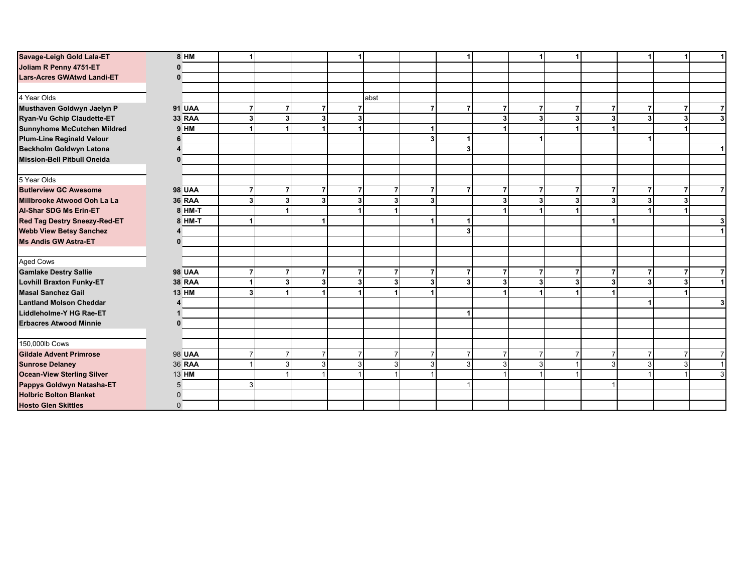| | | | | | | | | | | | | | | | | |
|---|---|---|---|---|---|---|---|---|---|---|---|---|---|---|---|---|
| **Savage-Leigh Gold Lala-ET** | **8** | **HM** | **1** | | | **1** | | | **1** | | **1** | **1** | | **1** | **1** | **1** |
| **Joliam R Penny 4751-ET** | **0** | | | | | | | | | | | | | | | |
| **Lars-Acres GWAtwd Landi-ET** | **0** | | | | | | | | | | | | | | | |
| | | | | | | | | | | | | | | | | |
| 4 Year Olds | | | | | | | abst | | | | | | | | | |
| **Musthaven Goldwyn Jaelyn P** | **91** | **UAA** | **7** | **7** | **7** | **7** | | **7** | **7** | **7** | **7** | **7** | **7** | **7** | **7** | **7** |
| **Ryan-Vu Gchip Claudette-ET** | **33** | **RAA** | **3** | **3** | **3** | **3** | | | | **3** | **3** | **3** | **3** | **3** | **3** | **3** |
| **Sunnyhome McCutchen Mildred** | **9** | **HM** | **1** | **1** | **1** | **1** | | **1** | | **1** | | **1** | **1** | | **1** | |
| **Plum-Line Reginald Velour** | **6** | | | | | | | **3** | **1** | | **1** | | | **1** | | |
| **Beckholm Goldwyn Latona** | **4** | | | | | | | | **3** | | | | | | | **1** |
| **Mission-Bell Pitbull Oneida** | **0** | | | | | | | | | | | | | | | |
| | | | | | | | | | | | | | | | | |
| 5 Year Olds | | | | | | | | | | | | | | | | |
| **Butlerview GC Awesome** | **98** | **UAA** | **7** | **7** | **7** | **7** | **7** | **7** | **7** | **7** | **7** | **7** | **7** | **7** | **7** | **7** |
| **Millbrooke Atwood Ooh La La** | **36** | **RAA** | **3** | **3** | **3** | **3** | **3** | **3** | | **3** | **3** | **3** | **3** | **3** | **3** | |
| **Al-Shar SDG Ms Erin-ET** | **8** | **HM-T** | | **1** | | **1** | **1** | | | **1** | **1** | **1** | | **1** | **1** | |
| **Red Tag Destry Sneezy-Red-ET** | **8** | **HM-T** | **1** | | **1** | | | **1** | **1** | | | | **1** | | | **3** |
| **Webb View Betsy Sanchez** | **4** | | | | | | | | **3** | | | | | | | **1** |
| **Ms Andis GW Astra-ET** | **0** | | | | | | | | | | | | | | | |
| | | | | | | | | | | | | | | | | |
| Aged Cows | | | | | | | | | | | | | | | | |
| **Gamlake Destry Sallie** | **98** | **UAA** | **7** | **7** | **7** | **7** | **7** | **7** | **7** | **7** | **7** | **7** | **7** | **7** | **7** | **7** |
| **Lovhill Braxton Funky-ET** | **38** | **RAA** | **1** | **3** | **3** | **3** | **3** | **3** | **3** | **3** | **3** | **3** | **3** | **3** | **3** | **1** |
| **Masal Sanchez Gail** | **13** | **HM** | **3** | **1** | **1** | **1** | **1** | **1** | | **1** | **1** | **1** | **1** | | **1** | |
| **Lantland Molson Cheddar** | **4** | | | | | | | | | | | | | **1** | | **3** |
| **Liddleholme-Y HG Rae-ET** | **1** | | | | | | | | **1** | | | | | | | |
| **Erbacres Atwood Minnie** | **0** | | | | | | | | | | | | | | | |
| | | | | | | | | | | | | | | | | |
| 150,000lb Cows | | | | | | | | | | | | | | | | |
| **Gildale Advent Primrose** | 98 | **UAA** | 7 | 7 | 7 | 7 | 7 | 7 | 7 | 7 | 7 | 7 | 7 | 7 | 7 | 7 |
| **Sunrose Delaney** | 36 | **RAA** | 1 | 3 | 3 | 3 | 3 | 3 | 3 | 3 | 3 | 1 | 3 | 3 | 3 | 1 |
| **Ocean-View Sterling Silver** | 13 | **HM** | | 1 | 1 | 1 | 1 | 1 | | 1 | 1 | 1 | | 1 | 1 | 3 |
| **Pappys Goldwyn Natasha-ET** | 5 | | 3 | | | | | | 1 | | | | 1 | | | |
| **Holbric Bolton Blanket** | 0 | | | | | | | | | | | | | | | |
| **Hosto Glen Skittles** | 0 | | | | | | | | | | | | | | | |